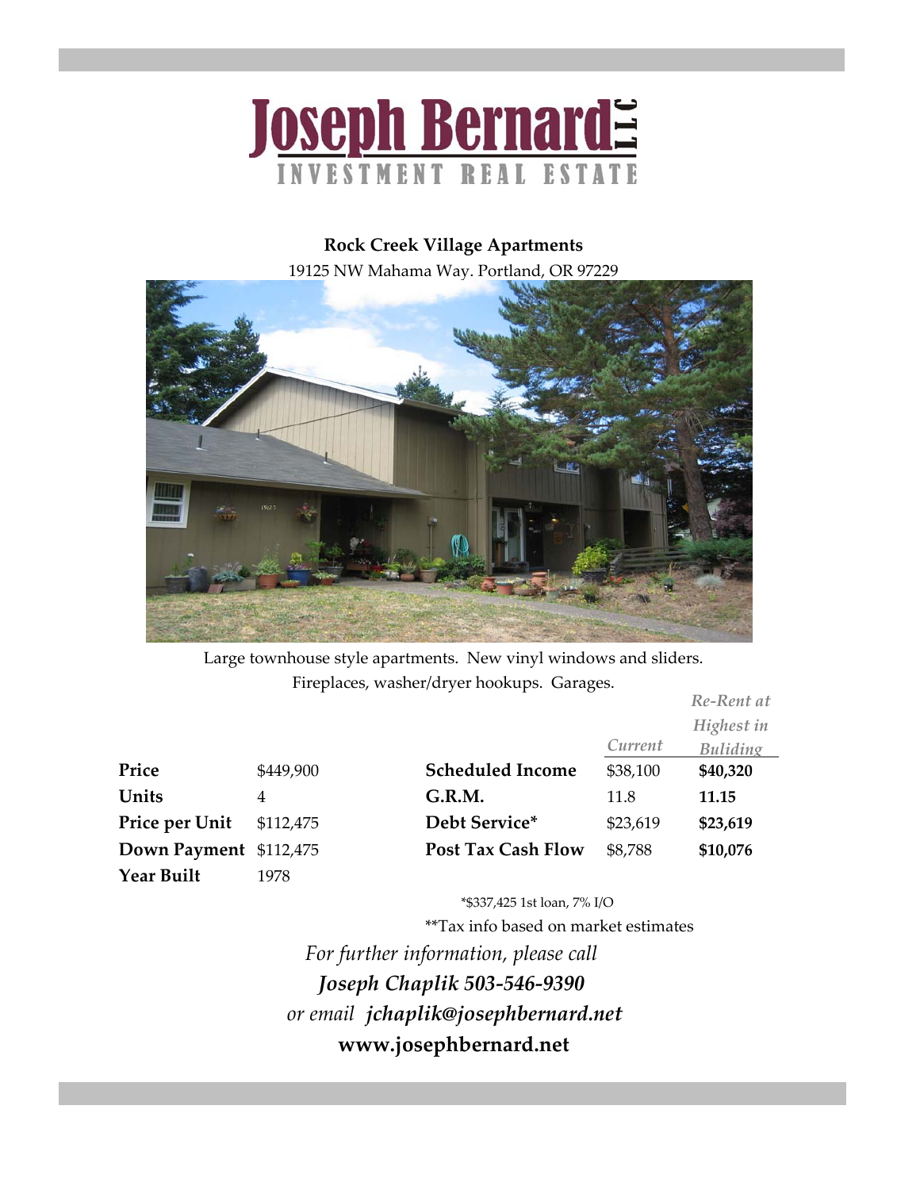# Joseph Bernard LLC

INVESTMENT REAL ESTATE

**Rock Creek Village Apartments**

19125 NW Mahama Way. Portland, OR 97229

Large townhouse style apartments. New vinyl windows and sliders. Fireplaces, washer/dryer hookups. Garages.

| | |
|---|---|
| **Price** | $449,900 |
| **Units** | 4 |
| **Price per Unit** | $112,475 |
| **Down Payment** | $112,475 |
| **Year Built** | 1978 |

| | *Current* | *Re-Rent at Highest in Buliding* |
|---|---|---|
| **Scheduled Income** | $38,100 | **$40,320** |
| **G.R.M.** | 11.8 | **11.15** |
| **Debt Service*** | $23,619 | **$23,619** |
| **Post Tax Cash Flow** | $8,788 | **$10,076** |

*$337,425 1st loan, 7% I/O

**Tax info based on market estimates

*For further information, please call*

***Joseph Chaplik 503-546-9390***

*or email* ***jchaplik@josephbernard.net***

**www.josephbernard.net**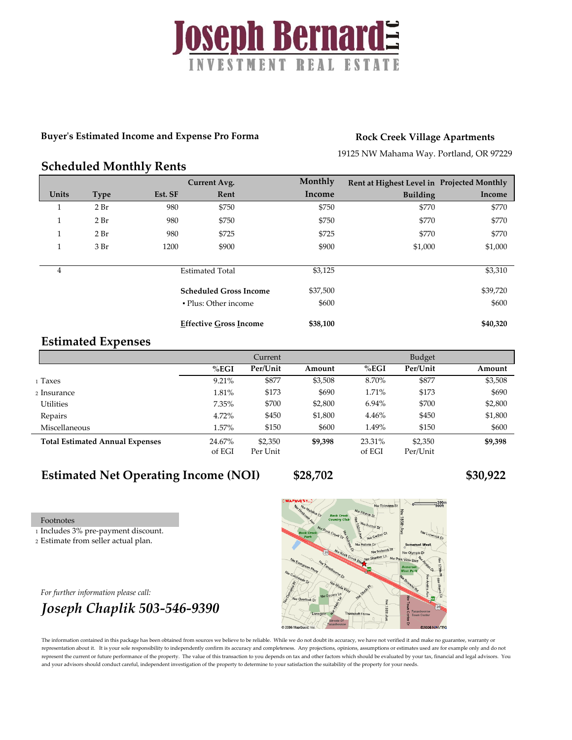# Joseph Bernard LLC
INVESTMENT REAL ESTATE

**Buyer's Estimated Income and Expense Pro Forma**

**Rock Creek Village Apartments**

19125 NW Mahama Way. Portland, OR 97229

## Scheduled Monthly Rents

| Units | Type | Est. SF | Current Avg. Rent | Monthly Income | Rent at Highest Level in Building | Projected Monthly Income |
|---|---|---|---|---|---|---|
| 1 | 2 Br | 980 | $750 | $750 | $770 | $770 |
| 1 | 2 Br | 980 | $750 | $750 | $770 | $770 |
| 1 | 2 Br | 980 | $725 | $725 | $770 | $770 |
| 1 | 3 Br | 1200 | $900 | $900 | $1,000 | $1,000 |
| 4 | | | Estimated Total | $3,125 | | $3,310 |
| | | | **Scheduled Gross Income** | $37,500 | | $39,720 |
| | | | ▪ Plus: Other income | $600 | | $600 |
| | | | **Effective Gross Income** | **$38,100** | | **$40,320** |

## Estimated Expenses

| | Current | | | Budget | | |
|---|---|---|---|---|---|---|
| | **%EGI** | **Per/Unit** | **Amount** | **%EGI** | **Per/Unit** | **Amount** |
| 1 Taxes | 9.21% | $877 | $3,508 | 8.70% | $877 | $3,508 |
| 2 Insurance | 1.81% | $173 | $690 | 1.71% | $173 | $690 |
| Utilities | 7.35% | $700 | $2,800 | 6.94% | $700 | $2,800 |
| Repairs | 4.72% | $450 | $1,800 | 4.46% | $450 | $1,800 |
| Miscellaneous | 1.57% | $150 | $600 | 1.49% | $150 | $600 |
| **Total Estimated Annual Expenses** | 24.67% of EGI | $2,350 Per Unit | **$9,398** | 23.31% of EGI | $2,350 Per/Unit | **$9,398** |

## Estimated Net Operating Income (NOI) — $28,702 — $30,922

Footnotes

1 Includes 3% pre-payment discount.

2 Estimate from seller actual plan.

*For further information please call:*

***Joseph Chaplik 503-546-9390***

The information contained in this package has been obtained from sources we believe to be reliable. While we do not doubt its accuracy, we have not verified it and make no guarantee, warranty or representation about it. It is your sole responsibility to independently confirm its accuracy and completeness. Any projections, opinions, assumptions or estimates used are for example only and do not represent the current or future performance of the property. The value of this transaction to you depends on tax and other factors which should be evaluated by your tax, financial and legal advisors. You and your advisors should conduct careful, independent investigation of the property to determine to your satisfaction the suitability of the property for your needs.